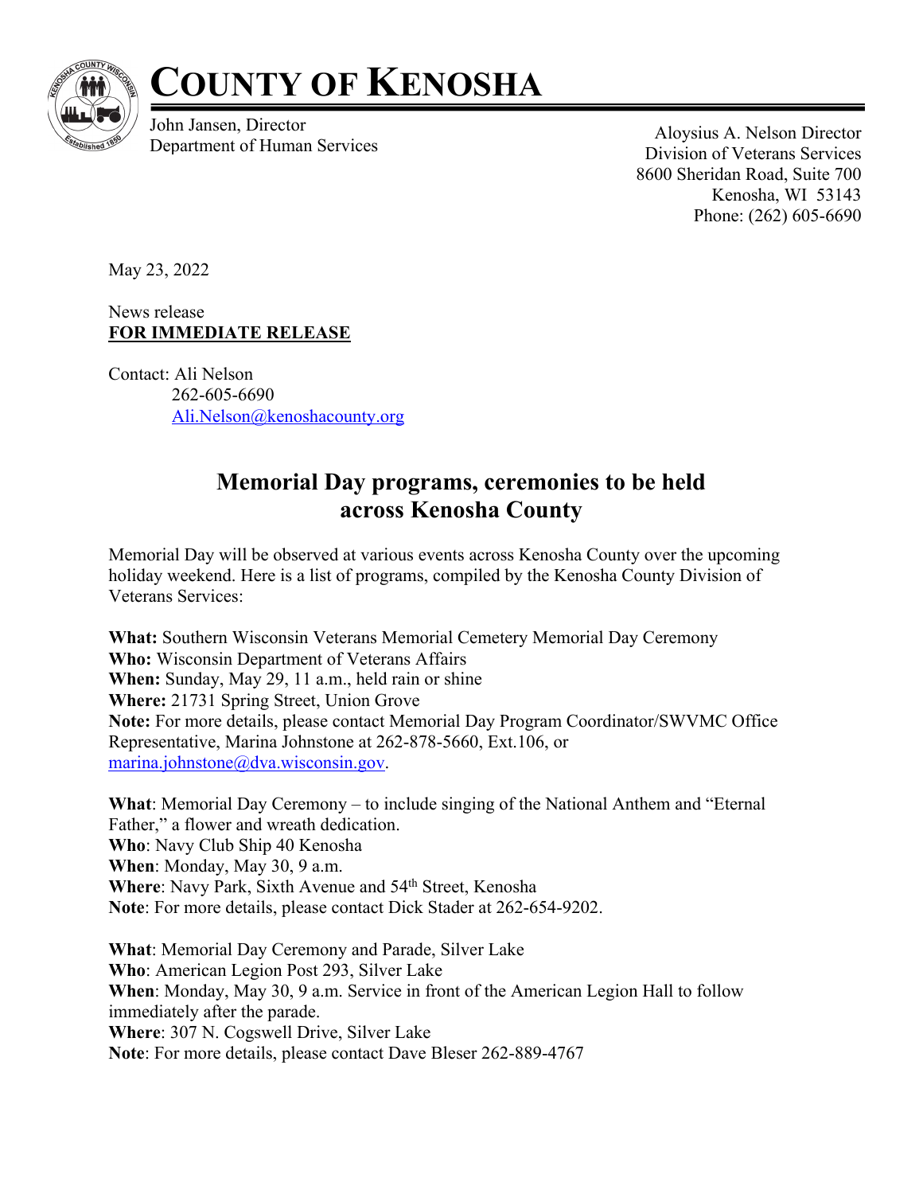# COUNTY OF KENOSHA

John Jansen, Director
Department of Human Services

Aloysius A. Nelson Director
Division of Veterans Services
8600 Sheridan Road, Suite 700
Kenosha, WI 53143
Phone: (262) 605-6690

May 23, 2022

News release
**FOR IMMEDIATE RELEASE**

Contact: Ali Nelson
262-605-6690
Ali.Nelson@kenoshacounty.org

## Memorial Day programs, ceremonies to be held across Kenosha County

Memorial Day will be observed at various events across Kenosha County over the upcoming holiday weekend. Here is a list of programs, compiled by the Kenosha County Division of Veterans Services:

**What:** Southern Wisconsin Veterans Memorial Cemetery Memorial Day Ceremony
**Who:** Wisconsin Department of Veterans Affairs
**When:** Sunday, May 29, 11 a.m., held rain or shine
**Where:** 21731 Spring Street, Union Grove
**Note:** For more details, please contact Memorial Day Program Coordinator/SWVMC Office Representative, Marina Johnstone at 262-878-5660, Ext.106, or marina.johnstone@dva.wisconsin.gov.

**What**: Memorial Day Ceremony – to include singing of the National Anthem and "Eternal Father," a flower and wreath dedication.
**Who**: Navy Club Ship 40 Kenosha
**When**: Monday, May 30, 9 a.m.
**Where**: Navy Park, Sixth Avenue and 54th Street, Kenosha
**Note**: For more details, please contact Dick Stader at 262-654-9202.

**What**: Memorial Day Ceremony and Parade, Silver Lake
**Who**: American Legion Post 293, Silver Lake
**When**: Monday, May 30, 9 a.m. Service in front of the American Legion Hall to follow immediately after the parade.
**Where**: 307 N. Cogswell Drive, Silver Lake
**Note**: For more details, please contact Dave Bleser 262-889-4767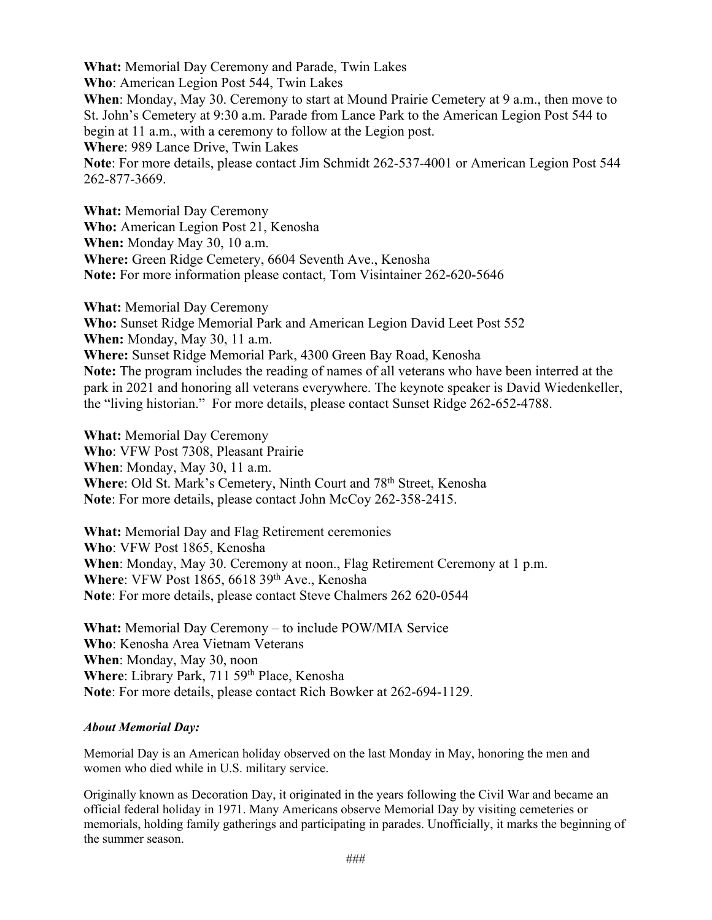**What:** Memorial Day Ceremony and Parade, Twin Lakes
**Who**: American Legion Post 544, Twin Lakes
**When**: Monday, May 30. Ceremony to start at Mound Prairie Cemetery at 9 a.m., then move to St. John's Cemetery at 9:30 a.m. Parade from Lance Park to the American Legion Post 544 to begin at 11 a.m., with a ceremony to follow at the Legion post.
**Where**: 989 Lance Drive, Twin Lakes
**Note**: For more details, please contact Jim Schmidt 262-537-4001 or American Legion Post 544 262-877-3669.

**What:** Memorial Day Ceremony
**Who:** American Legion Post 21, Kenosha
**When:** Monday May 30, 10 a.m.
**Where:** Green Ridge Cemetery, 6604 Seventh Ave., Kenosha
**Note:** For more information please contact, Tom Visintainer 262-620-5646

**What:** Memorial Day Ceremony
**Who:** Sunset Ridge Memorial Park and American Legion David Leet Post 552
**When:** Monday, May 30, 11 a.m.
**Where:** Sunset Ridge Memorial Park, 4300 Green Bay Road, Kenosha
**Note:** The program includes the reading of names of all veterans who have been interred at the park in 2021 and honoring all veterans everywhere. The keynote speaker is David Wiedenkeller, the "living historian." For more details, please contact Sunset Ridge 262-652-4788.

**What:** Memorial Day Ceremony
**Who**: VFW Post 7308, Pleasant Prairie
**When**: Monday, May 30, 11 a.m.
**Where**: Old St. Mark's Cemetery, Ninth Court and 78th Street, Kenosha
**Note**: For more details, please contact John McCoy 262-358-2415.

**What:** Memorial Day and Flag Retirement ceremonies
**Who**: VFW Post 1865, Kenosha
**When**: Monday, May 30. Ceremony at noon., Flag Retirement Ceremony at 1 p.m.
**Where**: VFW Post 1865, 6618 39th Ave., Kenosha
**Note**: For more details, please contact Steve Chalmers 262 620-0544

**What:** Memorial Day Ceremony – to include POW/MIA Service
**Who**: Kenosha Area Vietnam Veterans
**When**: Monday, May 30, noon
**Where**: Library Park, 711 59th Place, Kenosha
**Note**: For more details, please contact Rich Bowker at 262-694-1129.

***About Memorial Day:***

Memorial Day is an American holiday observed on the last Monday in May, honoring the men and women who died while in U.S. military service.

Originally known as Decoration Day, it originated in the years following the Civil War and became an official federal holiday in 1971. Many Americans observe Memorial Day by visiting cemeteries or memorials, holding family gatherings and participating in parades. Unofficially, it marks the beginning of the summer season.

###